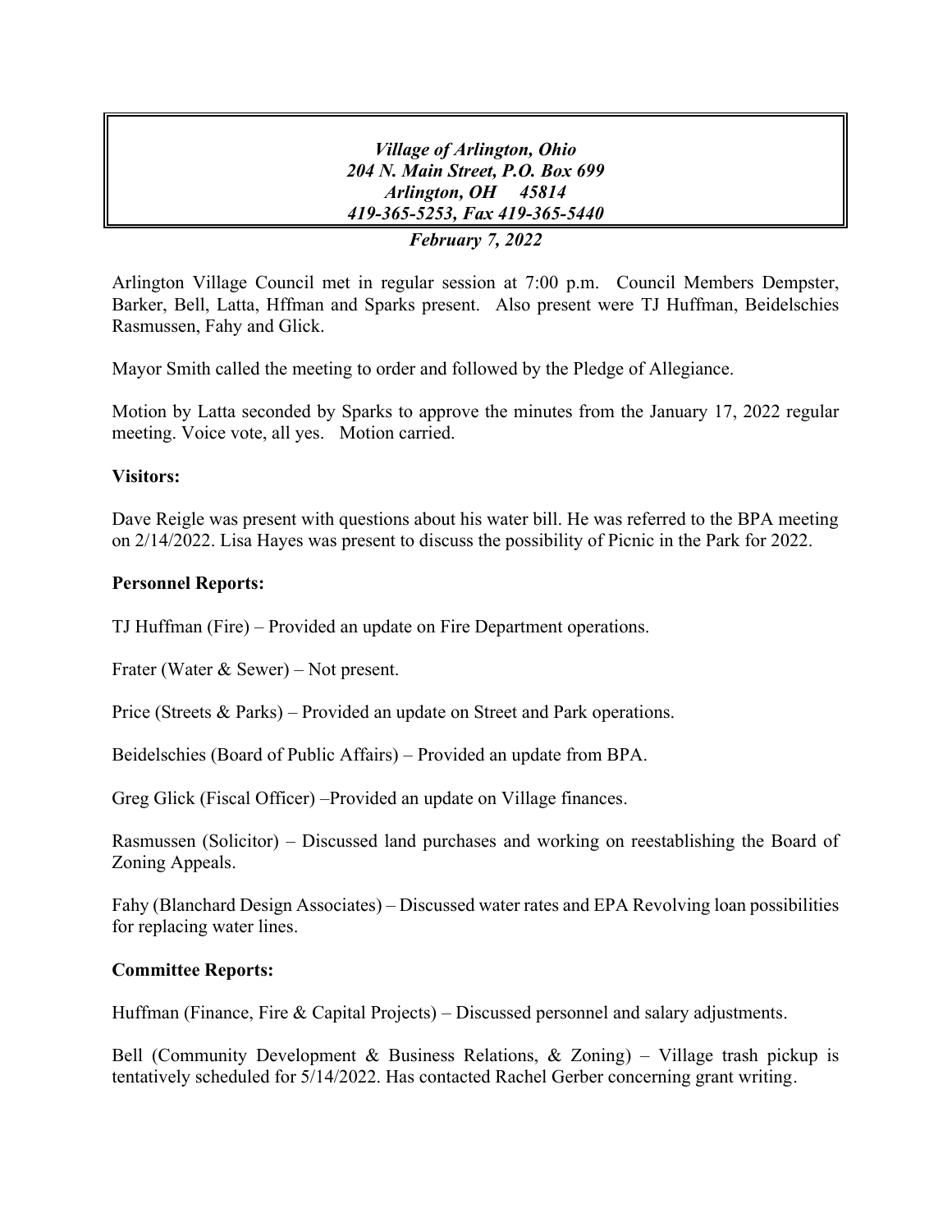*Village of Arlington, Ohio*
*204 N. Main Street, P.O. Box 699*
*Arlington, OH 45814*
*419-365-5253, Fax 419-365-5440*

***February 7, 2022***

Arlington Village Council met in regular session at 7:00 p.m. Council Members Dempster, Barker, Bell, Latta, Hffman and Sparks present. Also present were TJ Huffman, Beidelschies Rasmussen, Fahy and Glick.

Mayor Smith called the meeting to order and followed by the Pledge of Allegiance.

Motion by Latta seconded by Sparks to approve the minutes from the January 17, 2022 regular meeting. Voice vote, all yes. Motion carried.

**Visitors:**

Dave Reigle was present with questions about his water bill. He was referred to the BPA meeting on 2/14/2022. Lisa Hayes was present to discuss the possibility of Picnic in the Park for 2022.

**Personnel Reports:**

TJ Huffman (Fire) – Provided an update on Fire Department operations.

Frater (Water & Sewer) – Not present.

Price (Streets & Parks) – Provided an update on Street and Park operations.

Beidelschies (Board of Public Affairs) – Provided an update from BPA.

Greg Glick (Fiscal Officer) –Provided an update on Village finances.

Rasmussen (Solicitor) – Discussed land purchases and working on reestablishing the Board of Zoning Appeals.

Fahy (Blanchard Design Associates) – Discussed water rates and EPA Revolving loan possibilities for replacing water lines.

**Committee Reports:**

Huffman (Finance, Fire & Capital Projects) – Discussed personnel and salary adjustments.

Bell (Community Development & Business Relations, & Zoning) – Village trash pickup is tentatively scheduled for 5/14/2022. Has contacted Rachel Gerber concerning grant writing.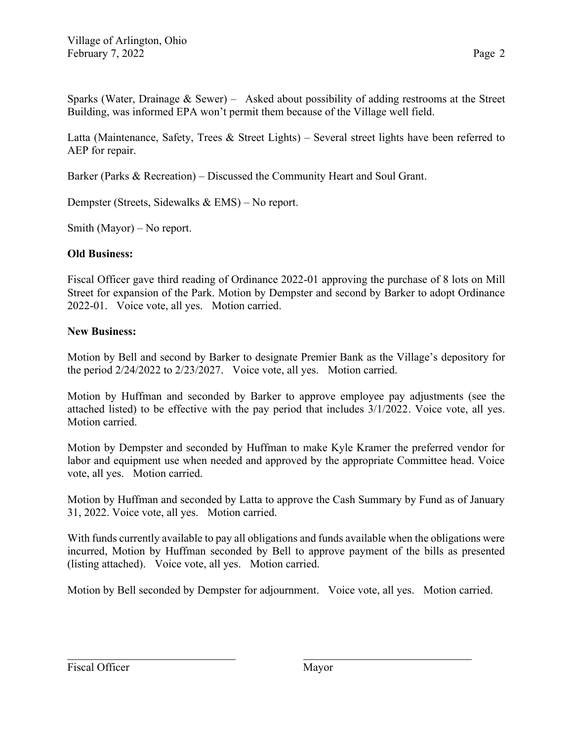Sparks (Water, Drainage & Sewer) – Asked about possibility of adding restrooms at the Street Building, was informed EPA won't permit them because of the Village well field.

Latta (Maintenance, Safety, Trees & Street Lights) – Several street lights have been referred to AEP for repair.

Barker (Parks & Recreation) – Discussed the Community Heart and Soul Grant.

Dempster (Streets, Sidewalks & EMS) – No report.

Smith (Mayor) – No report.

**Old Business:**

Fiscal Officer gave third reading of Ordinance 2022-01 approving the purchase of 8 lots on Mill Street for expansion of the Park. Motion by Dempster and second by Barker to adopt Ordinance 2022-01. Voice vote, all yes. Motion carried.

**New Business:**

Motion by Bell and second by Barker to designate Premier Bank as the Village's depository for the period 2/24/2022 to 2/23/2027. Voice vote, all yes. Motion carried.

Motion by Huffman and seconded by Barker to approve employee pay adjustments (see the attached listed) to be effective with the pay period that includes 3/1/2022. Voice vote, all yes. Motion carried.

Motion by Dempster and seconded by Huffman to make Kyle Kramer the preferred vendor for labor and equipment use when needed and approved by the appropriate Committee head. Voice vote, all yes. Motion carried.

Motion by Huffman and seconded by Latta to approve the Cash Summary by Fund as of January 31, 2022. Voice vote, all yes. Motion carried.

With funds currently available to pay all obligations and funds available when the obligations were incurred, Motion by Huffman seconded by Bell to approve payment of the bills as presented (listing attached). Voice vote, all yes. Motion carried.

Motion by Bell seconded by Dempster for adjournment. Voice vote, all yes. Motion carried.

\_\_\_\_\_\_\_\_\_\_\_\_\_\_\_\_\_\_\_\_\_\_\_\_\_\_\_\_\_\_
Fiscal Officer

\_\_\_\_\_\_\_\_\_\_\_\_\_\_\_\_\_\_\_\_\_\_\_\_\_\_\_\_\_\_
Mayor